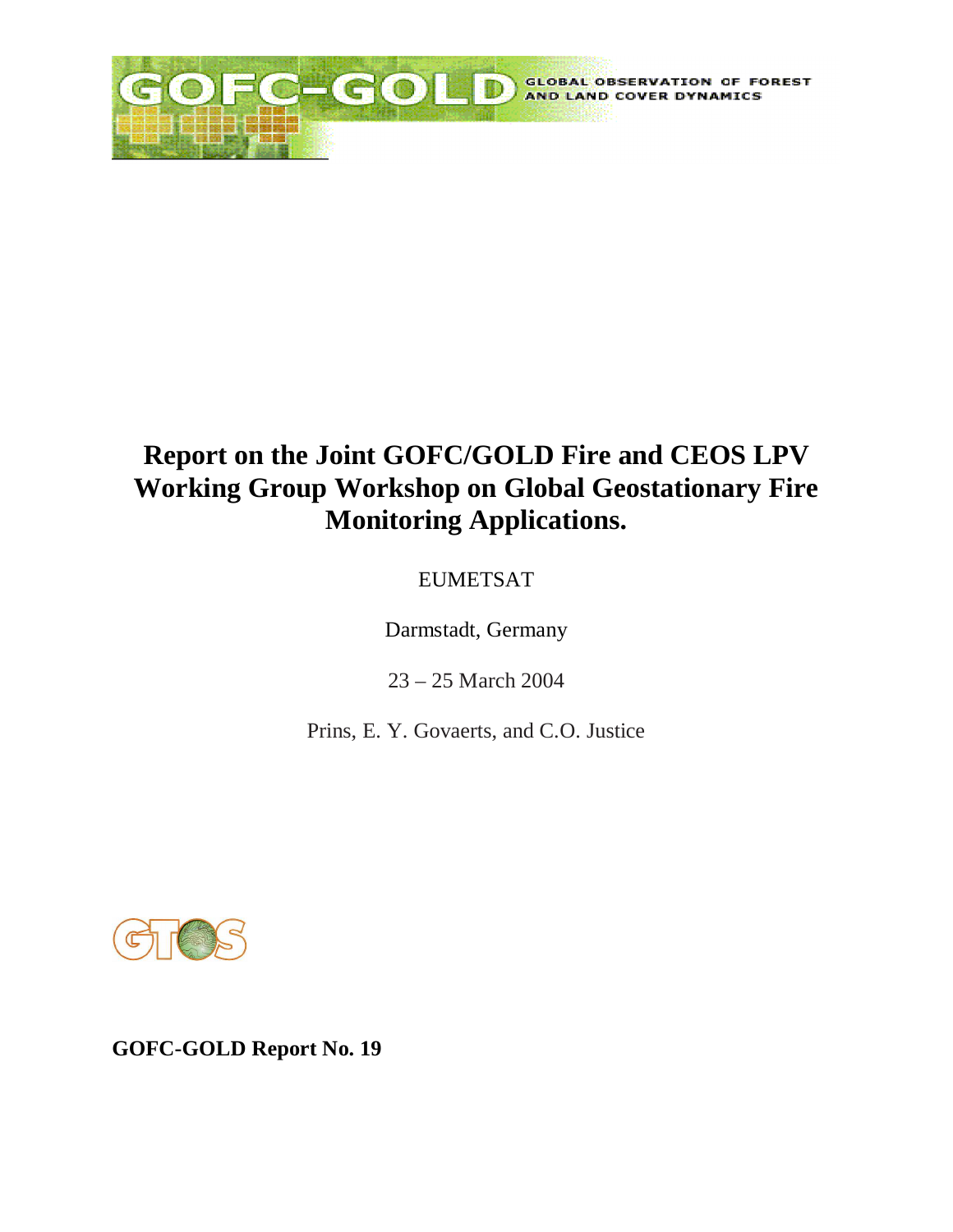GOFC-GOLD GLOBAL OBSERVATION OF FOREST AND LAND COVER DYNAMICS

# Report on the Joint GOFC/GOLD Fire and CEOS LPV Working Group Workshop on Global Geostationary Fire Monitoring Applications.

EUMETSAT

Darmstadt, Germany

23 – 25 March 2004

Prins, E. Y. Govaerts, and C.O. Justice

GTOS

**GOFC-GOLD Report No. 19**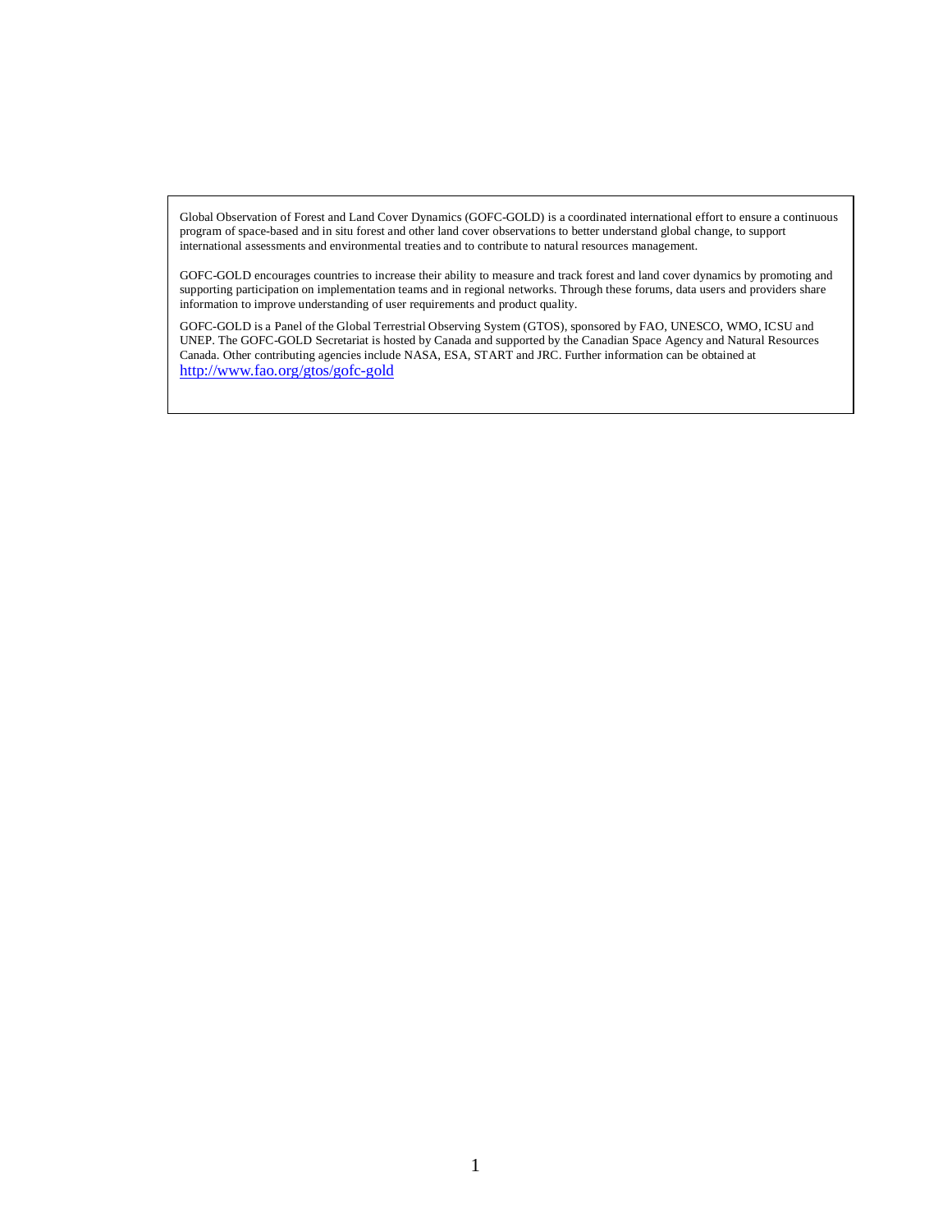Global Observation of Forest and Land Cover Dynamics (GOFC-GOLD) is a coordinated international effort to ensure a continuous program of space-based and in situ forest and other land cover observations to better understand global change, to support international assessments and environmental treaties and to contribute to natural resources management.

GOFC-GOLD encourages countries to increase their ability to measure and track forest and land cover dynamics by promoting and supporting participation on implementation teams and in regional networks. Through these forums, data users and providers share information to improve understanding of user requirements and product quality.

GOFC-GOLD is a Panel of the Global Terrestrial Observing System (GTOS), sponsored by FAO, UNESCO, WMO, ICSU and UNEP. The GOFC-GOLD Secretariat is hosted by Canada and supported by the Canadian Space Agency and Natural Resources Canada. Other contributing agencies include NASA, ESA, START and JRC. Further information can be obtained at http://www.fao.org/gtos/gofc-gold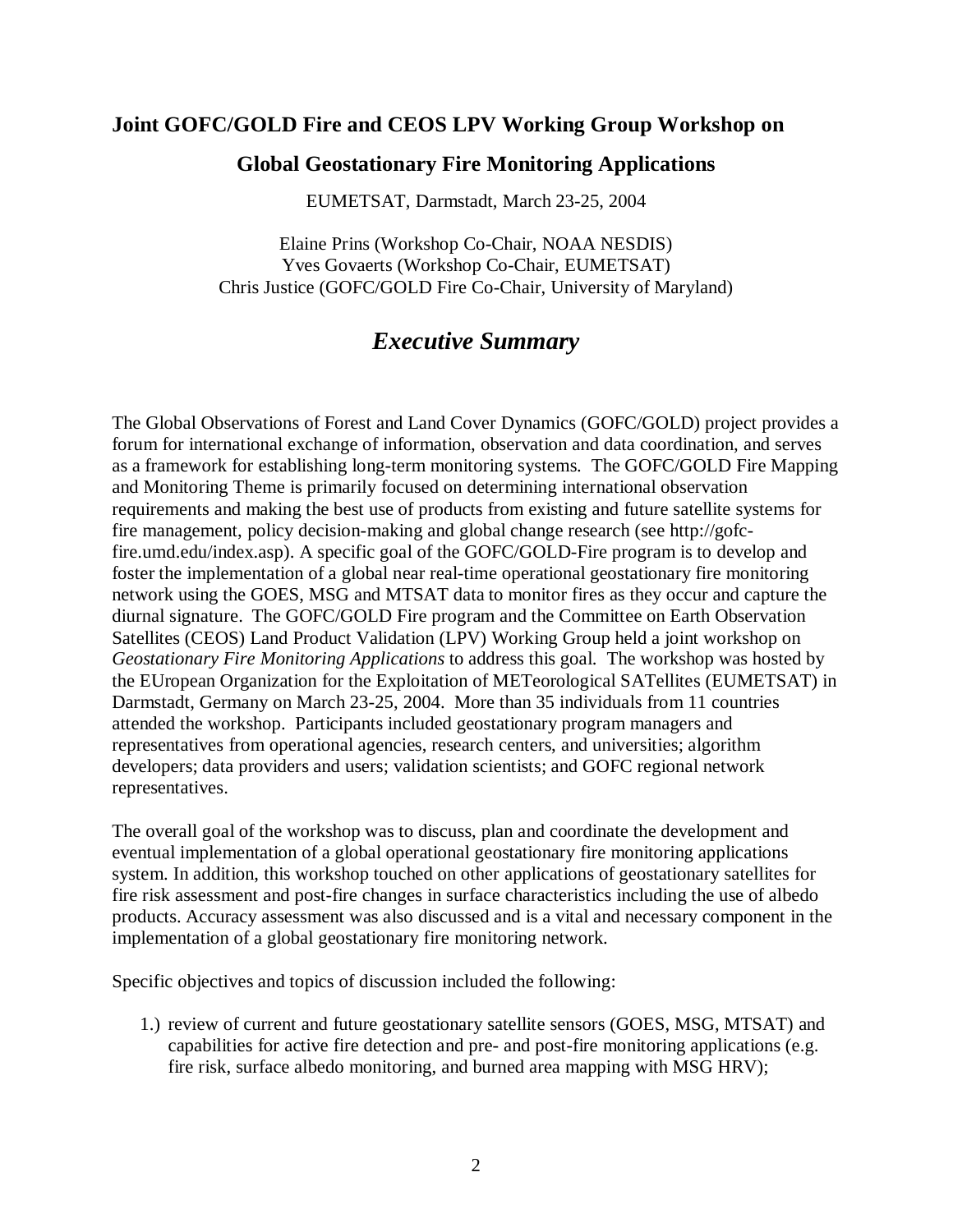# Joint GOFC/GOLD Fire and CEOS LPV Working Group Workshop on

## Global Geostationary Fire Monitoring Applications

EUMETSAT, Darmstadt, March 23-25, 2004

Elaine Prins (Workshop Co-Chair, NOAA NESDIS)
Yves Govaerts (Workshop Co-Chair, EUMETSAT)
Chris Justice (GOFC/GOLD Fire Co-Chair, University of Maryland)

## *Executive Summary*

The Global Observations of Forest and Land Cover Dynamics (GOFC/GOLD) project provides a forum for international exchange of information, observation and data coordination, and serves as a framework for establishing long-term monitoring systems. The GOFC/GOLD Fire Mapping and Monitoring Theme is primarily focused on determining international observation requirements and making the best use of products from existing and future satellite systems for fire management, policy decision-making and global change research (see http://gofc-fire.umd.edu/index.asp). A specific goal of the GOFC/GOLD-Fire program is to develop and foster the implementation of a global near real-time operational geostationary fire monitoring network using the GOES, MSG and MTSAT data to monitor fires as they occur and capture the diurnal signature. The GOFC/GOLD Fire program and the Committee on Earth Observation Satellites (CEOS) Land Product Validation (LPV) Working Group held a joint workshop on *Geostationary Fire Monitoring Applications* to address this goal. The workshop was hosted by the EUropean Organization for the Exploitation of METeorological SATellites (EUMETSAT) in Darmstadt, Germany on March 23-25, 2004. More than 35 individuals from 11 countries attended the workshop. Participants included geostationary program managers and representatives from operational agencies, research centers, and universities; algorithm developers; data providers and users; validation scientists; and GOFC regional network representatives.

The overall goal of the workshop was to discuss, plan and coordinate the development and eventual implementation of a global operational geostationary fire monitoring applications system. In addition, this workshop touched on other applications of geostationary satellites for fire risk assessment and post-fire changes in surface characteristics including the use of albedo products. Accuracy assessment was also discussed and is a vital and necessary component in the implementation of a global geostationary fire monitoring network.

Specific objectives and topics of discussion included the following:

1.) review of current and future geostationary satellite sensors (GOES, MSG, MTSAT) and capabilities for active fire detection and pre- and post-fire monitoring applications (e.g. fire risk, surface albedo monitoring, and burned area mapping with MSG HRV);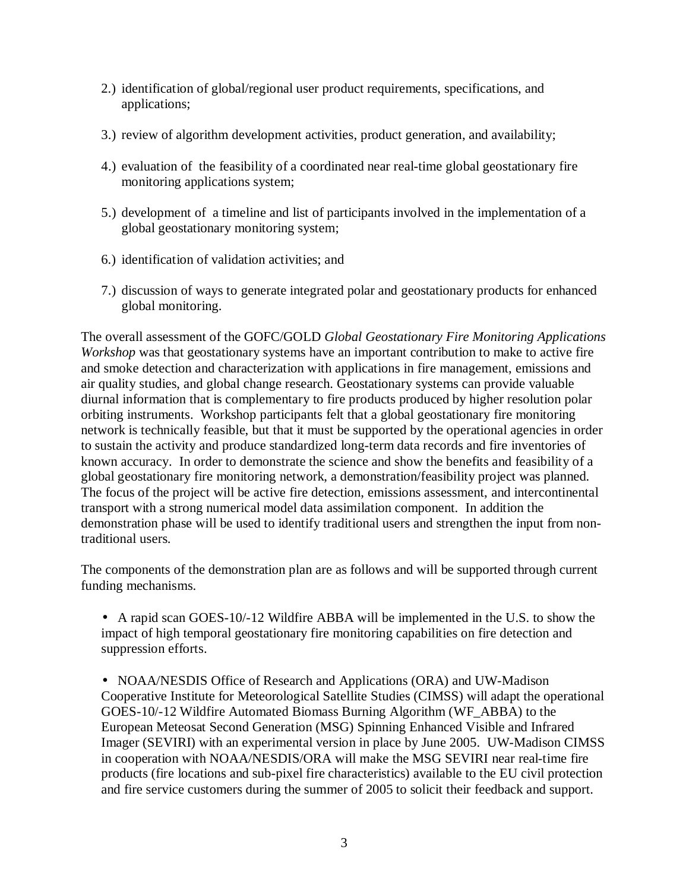2.) identification of global/regional user product requirements, specifications, and applications;

3.) review of algorithm development activities, product generation, and availability;

4.) evaluation of the feasibility of a coordinated near real-time global geostationary fire monitoring applications system;

5.) development of a timeline and list of participants involved in the implementation of a global geostationary monitoring system;

6.) identification of validation activities; and

7.) discussion of ways to generate integrated polar and geostationary products for enhanced global monitoring.

The overall assessment of the GOFC/GOLD *Global Geostationary Fire Monitoring Applications Workshop* was that geostationary systems have an important contribution to make to active fire and smoke detection and characterization with applications in fire management, emissions and air quality studies, and global change research. Geostationary systems can provide valuable diurnal information that is complementary to fire products produced by higher resolution polar orbiting instruments. Workshop participants felt that a global geostationary fire monitoring network is technically feasible, but that it must be supported by the operational agencies in order to sustain the activity and produce standardized long-term data records and fire inventories of known accuracy. In order to demonstrate the science and show the benefits and feasibility of a global geostationary fire monitoring network, a demonstration/feasibility project was planned. The focus of the project will be active fire detection, emissions assessment, and intercontinental transport with a strong numerical model data assimilation component. In addition the demonstration phase will be used to identify traditional users and strengthen the input from non-traditional users.

The components of the demonstration plan are as follows and will be supported through current funding mechanisms.

- A rapid scan GOES-10/-12 Wildfire ABBA will be implemented in the U.S. to show the impact of high temporal geostationary fire monitoring capabilities on fire detection and suppression efforts.

- NOAA/NESDIS Office of Research and Applications (ORA) and UW-Madison Cooperative Institute for Meteorological Satellite Studies (CIMSS) will adapt the operational GOES-10/-12 Wildfire Automated Biomass Burning Algorithm (WF_ABBA) to the European Meteosat Second Generation (MSG) Spinning Enhanced Visible and Infrared Imager (SEVIRI) with an experimental version in place by June 2005. UW-Madison CIMSS in cooperation with NOAA/NESDIS/ORA will make the MSG SEVIRI near real-time fire products (fire locations and sub-pixel fire characteristics) available to the EU civil protection and fire service customers during the summer of 2005 to solicit their feedback and support.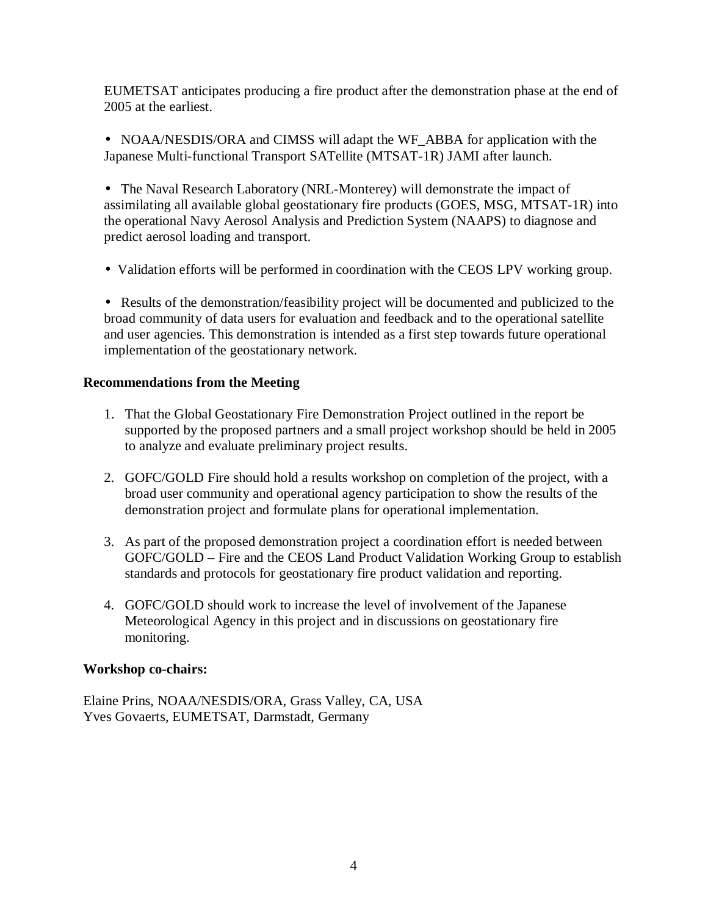EUMETSAT anticipates producing a fire product after the demonstration phase at the end of 2005 at the earliest.

- NOAA/NESDIS/ORA and CIMSS will adapt the WF_ABBA for application with the Japanese Multi-functional Transport SATellite (MTSAT-1R) JAMI after launch.

- The Naval Research Laboratory (NRL-Monterey) will demonstrate the impact of assimilating all available global geostationary fire products (GOES, MSG, MTSAT-1R) into the operational Navy Aerosol Analysis and Prediction System (NAAPS) to diagnose and predict aerosol loading and transport.

- Validation efforts will be performed in coordination with the CEOS LPV working group.

- Results of the demonstration/feasibility project will be documented and publicized to the broad community of data users for evaluation and feedback and to the operational satellite and user agencies. This demonstration is intended as a first step towards future operational implementation of the geostationary network.

**Recommendations from the Meeting**

1. That the Global Geostationary Fire Demonstration Project outlined in the report be supported by the proposed partners and a small project workshop should be held in 2005 to analyze and evaluate preliminary project results.

2. GOFC/GOLD Fire should hold a results workshop on completion of the project, with a broad user community and operational agency participation to show the results of the demonstration project and formulate plans for operational implementation.

3. As part of the proposed demonstration project a coordination effort is needed between GOFC/GOLD – Fire and the CEOS Land Product Validation Working Group to establish standards and protocols for geostationary fire product validation and reporting.

4. GOFC/GOLD should work to increase the level of involvement of the Japanese Meteorological Agency in this project and in discussions on geostationary fire monitoring.

**Workshop co-chairs:**

Elaine Prins, NOAA/NESDIS/ORA, Grass Valley, CA, USA
Yves Govaerts, EUMETSAT, Darmstadt, Germany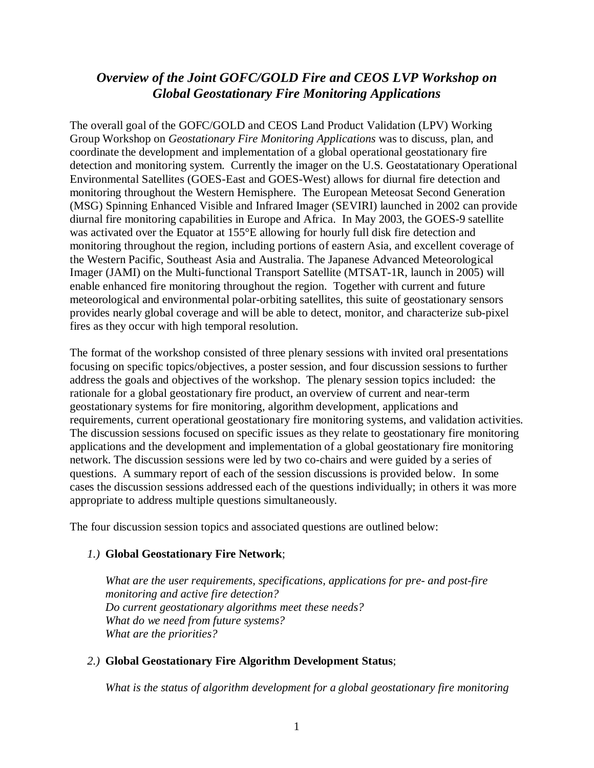## *Overview of the Joint GOFC/GOLD Fire and CEOS LVP Workshop on Global Geostationary Fire Monitoring Applications*

The overall goal of the GOFC/GOLD and CEOS Land Product Validation (LPV) Working Group Workshop on *Geostationary Fire Monitoring Applications* was to discuss, plan, and coordinate the development and implementation of a global operational geostationary fire detection and monitoring system. Currently the imager on the U.S. Geostatationary Operational Environmental Satellites (GOES-East and GOES-West) allows for diurnal fire detection and monitoring throughout the Western Hemisphere. The European Meteosat Second Generation (MSG) Spinning Enhanced Visible and Infrared Imager (SEVIRI) launched in 2002 can provide diurnal fire monitoring capabilities in Europe and Africa. In May 2003, the GOES-9 satellite was activated over the Equator at 155°E allowing for hourly full disk fire detection and monitoring throughout the region, including portions of eastern Asia, and excellent coverage of the Western Pacific, Southeast Asia and Australia. The Japanese Advanced Meteorological Imager (JAMI) on the Multi-functional Transport Satellite (MTSAT-1R, launch in 2005) will enable enhanced fire monitoring throughout the region. Together with current and future meteorological and environmental polar-orbiting satellites, this suite of geostationary sensors provides nearly global coverage and will be able to detect, monitor, and characterize sub-pixel fires as they occur with high temporal resolution.

The format of the workshop consisted of three plenary sessions with invited oral presentations focusing on specific topics/objectives, a poster session, and four discussion sessions to further address the goals and objectives of the workshop. The plenary session topics included: the rationale for a global geostationary fire product, an overview of current and near-term geostationary systems for fire monitoring, algorithm development, applications and requirements, current operational geostationary fire monitoring systems, and validation activities. The discussion sessions focused on specific issues as they relate to geostationary fire monitoring applications and the development and implementation of a global geostationary fire monitoring network. The discussion sessions were led by two co-chairs and were guided by a series of questions. A summary report of each of the session discussions is provided below. In some cases the discussion sessions addressed each of the questions individually; in others it was more appropriate to address multiple questions simultaneously.

The four discussion session topics and associated questions are outlined below:

*1.)* **Global Geostationary Fire Network**;

*What are the user requirements, specifications, applications for pre- and post-fire monitoring and active fire detection?*
*Do current geostationary algorithms meet these needs?*
*What do we need from future systems?*
*What are the priorities?*

*2.)* **Global Geostationary Fire Algorithm Development Status**;

*What is the status of algorithm development for a global geostationary fire monitoring*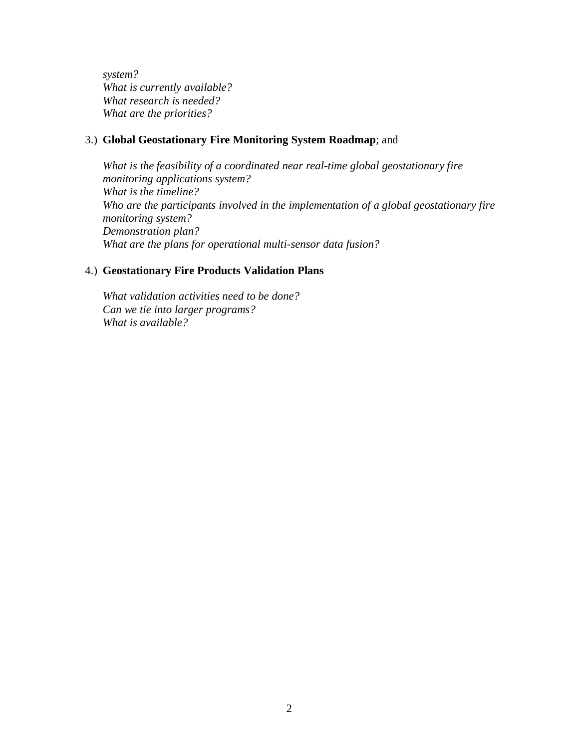*system?*
*What is currently available?*
*What research is needed?*
*What are the priorities?*

3.) **Global Geostationary Fire Monitoring System Roadmap**; and

*What is the feasibility of a coordinated near real-time global geostationary fire monitoring applications system?*
*What is the timeline?*
*Who are the participants involved in the implementation of a global geostationary fire monitoring system?*
*Demonstration plan?*
*What are the plans for operational multi-sensor data fusion?*

4.) **Geostationary Fire Products Validation Plans**

*What validation activities need to be done?*
*Can we tie into larger programs?*
*What is available?*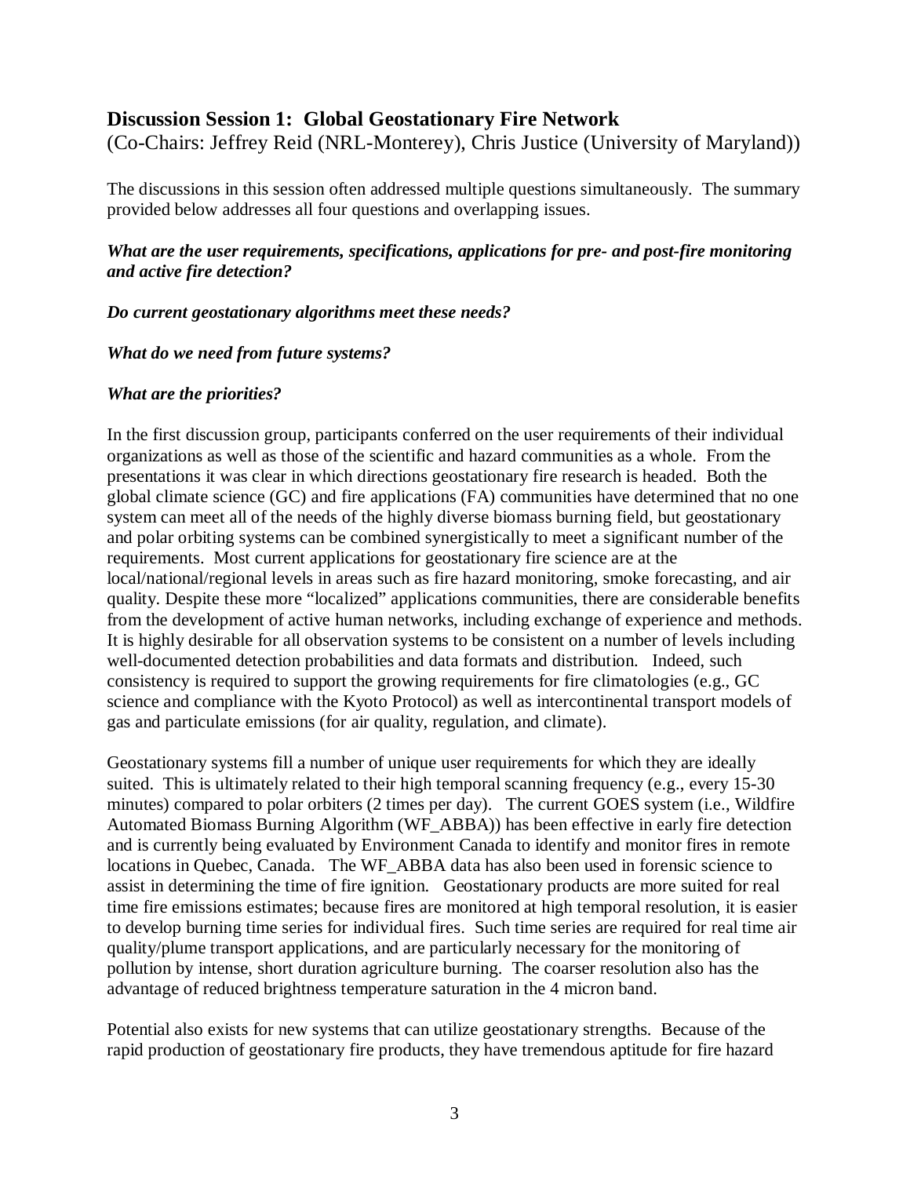## Discussion Session 1: Global Geostationary Fire Network

(Co-Chairs: Jeffrey Reid (NRL-Monterey), Chris Justice (University of Maryland))

The discussions in this session often addressed multiple questions simultaneously. The summary provided below addresses all four questions and overlapping issues.

***What are the user requirements, specifications, applications for pre- and post-fire monitoring and active fire detection?***

***Do current geostationary algorithms meet these needs?***

***What do we need from future systems?***

***What are the priorities?***

In the first discussion group, participants conferred on the user requirements of their individual organizations as well as those of the scientific and hazard communities as a whole. From the presentations it was clear in which directions geostationary fire research is headed. Both the global climate science (GC) and fire applications (FA) communities have determined that no one system can meet all of the needs of the highly diverse biomass burning field, but geostationary and polar orbiting systems can be combined synergistically to meet a significant number of the requirements. Most current applications for geostationary fire science are at the local/national/regional levels in areas such as fire hazard monitoring, smoke forecasting, and air quality. Despite these more "localized" applications communities, there are considerable benefits from the development of active human networks, including exchange of experience and methods. It is highly desirable for all observation systems to be consistent on a number of levels including well-documented detection probabilities and data formats and distribution. Indeed, such consistency is required to support the growing requirements for fire climatologies (e.g., GC science and compliance with the Kyoto Protocol) as well as intercontinental transport models of gas and particulate emissions (for air quality, regulation, and climate).

Geostationary systems fill a number of unique user requirements for which they are ideally suited. This is ultimately related to their high temporal scanning frequency (e.g., every 15-30 minutes) compared to polar orbiters (2 times per day). The current GOES system (i.e., Wildfire Automated Biomass Burning Algorithm (WF_ABBA)) has been effective in early fire detection and is currently being evaluated by Environment Canada to identify and monitor fires in remote locations in Quebec, Canada. The WF_ABBA data has also been used in forensic science to assist in determining the time of fire ignition. Geostationary products are more suited for real time fire emissions estimates; because fires are monitored at high temporal resolution, it is easier to develop burning time series for individual fires. Such time series are required for real time air quality/plume transport applications, and are particularly necessary for the monitoring of pollution by intense, short duration agriculture burning. The coarser resolution also has the advantage of reduced brightness temperature saturation in the 4 micron band.

Potential also exists for new systems that can utilize geostationary strengths. Because of the rapid production of geostationary fire products, they have tremendous aptitude for fire hazard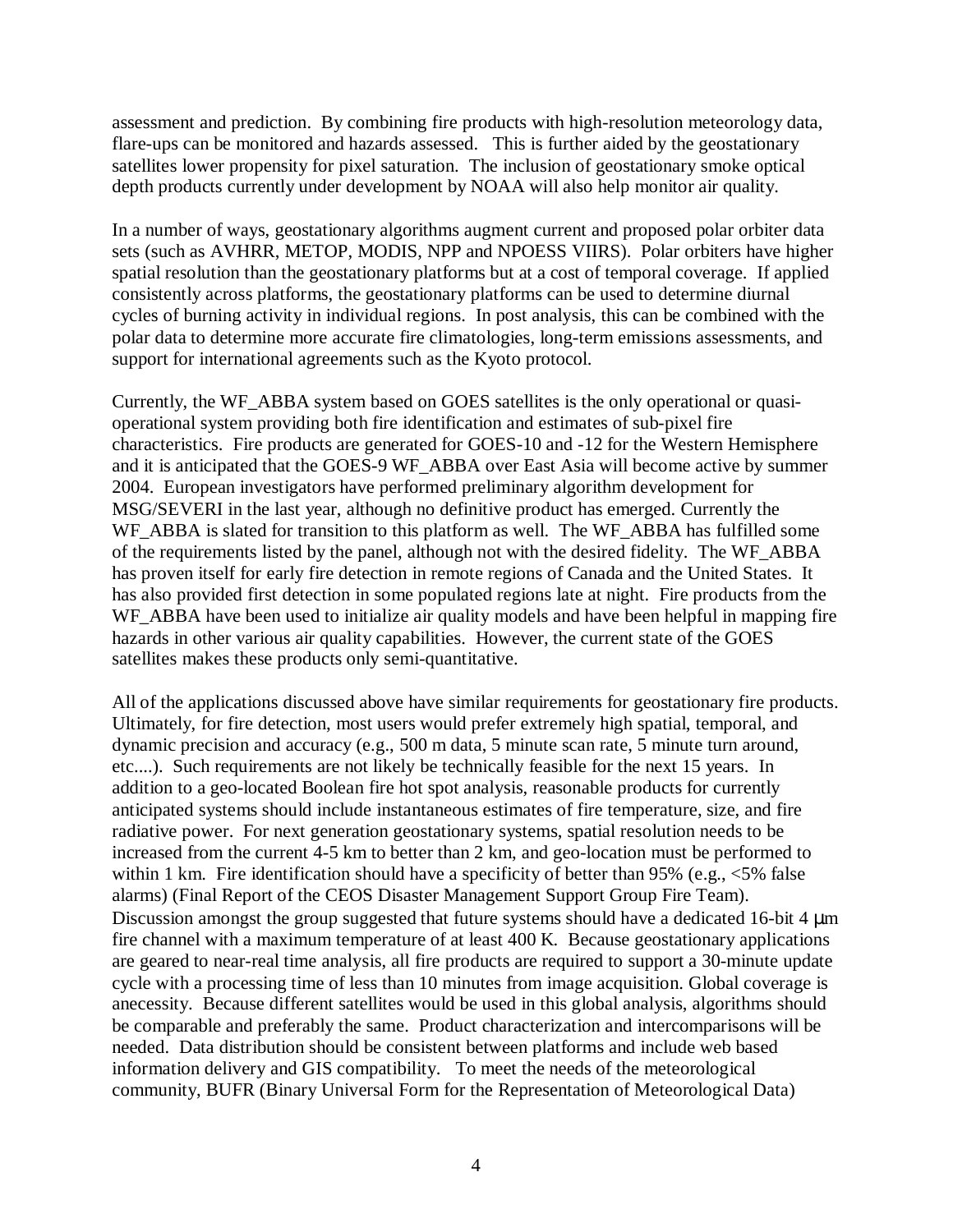assessment and prediction. By combining fire products with high-resolution meteorology data, flare-ups can be monitored and hazards assessed. This is further aided by the geostationary satellites lower propensity for pixel saturation. The inclusion of geostationary smoke optical depth products currently under development by NOAA will also help monitor air quality.

In a number of ways, geostationary algorithms augment current and proposed polar orbiter data sets (such as AVHRR, METOP, MODIS, NPP and NPOESS VIIRS). Polar orbiters have higher spatial resolution than the geostationary platforms but at a cost of temporal coverage. If applied consistently across platforms, the geostationary platforms can be used to determine diurnal cycles of burning activity in individual regions. In post analysis, this can be combined with the polar data to determine more accurate fire climatologies, long-term emissions assessments, and support for international agreements such as the Kyoto protocol.

Currently, the WF_ABBA system based on GOES satellites is the only operational or quasi-operational system providing both fire identification and estimates of sub-pixel fire characteristics. Fire products are generated for GOES-10 and -12 for the Western Hemisphere and it is anticipated that the GOES-9 WF_ABBA over East Asia will become active by summer 2004. European investigators have performed preliminary algorithm development for MSG/SEVERI in the last year, although no definitive product has emerged. Currently the WF_ABBA is slated for transition to this platform as well. The WF_ABBA has fulfilled some of the requirements listed by the panel, although not with the desired fidelity. The WF_ABBA has proven itself for early fire detection in remote regions of Canada and the United States. It has also provided first detection in some populated regions late at night. Fire products from the WF_ABBA have been used to initialize air quality models and have been helpful in mapping fire hazards in other various air quality capabilities. However, the current state of the GOES satellites makes these products only semi-quantitative.

All of the applications discussed above have similar requirements for geostationary fire products. Ultimately, for fire detection, most users would prefer extremely high spatial, temporal, and dynamic precision and accuracy (e.g., 500 m data, 5 minute scan rate, 5 minute turn around, etc....). Such requirements are not likely be technically feasible for the next 15 years. In addition to a geo-located Boolean fire hot spot analysis, reasonable products for currently anticipated systems should include instantaneous estimates of fire temperature, size, and fire radiative power. For next generation geostationary systems, spatial resolution needs to be increased from the current 4-5 km to better than 2 km, and geo-location must be performed to within 1 km. Fire identification should have a specificity of better than 95% (e.g., <5% false alarms) (Final Report of the CEOS Disaster Management Support Group Fire Team). Discussion amongst the group suggested that future systems should have a dedicated 16-bit 4 μm fire channel with a maximum temperature of at least 400 K. Because geostationary applications are geared to near-real time analysis, all fire products are required to support a 30-minute update cycle with a processing time of less than 10 minutes from image acquisition. Global coverage is anecessity. Because different satellites would be used in this global analysis, algorithms should be comparable and preferably the same. Product characterization and intercomparisons will be needed. Data distribution should be consistent between platforms and include web based information delivery and GIS compatibility. To meet the needs of the meteorological community, BUFR (Binary Universal Form for the Representation of Meteorological Data)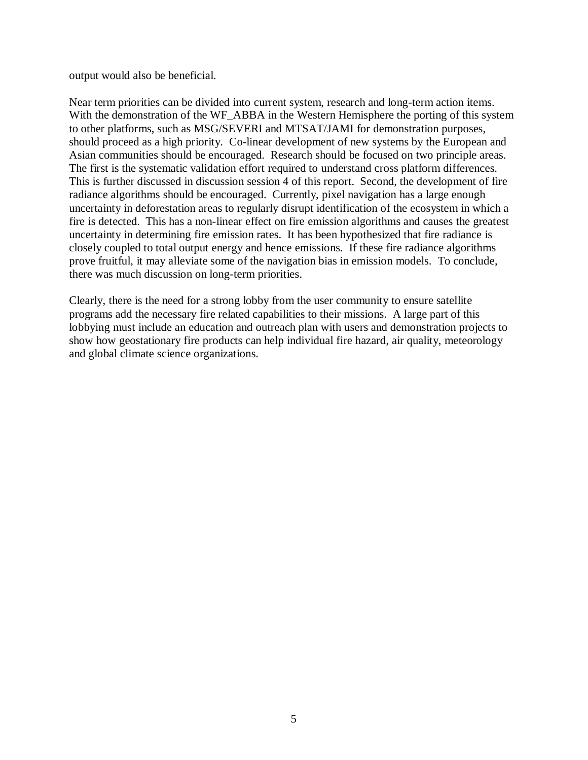output would also be beneficial.

Near term priorities can be divided into current system, research and long-term action items. With the demonstration of the WF_ABBA in the Western Hemisphere the porting of this system to other platforms, such as MSG/SEVERI and MTSAT/JAMI for demonstration purposes, should proceed as a high priority. Co-linear development of new systems by the European and Asian communities should be encouraged. Research should be focused on two principle areas. The first is the systematic validation effort required to understand cross platform differences. This is further discussed in discussion session 4 of this report. Second, the development of fire radiance algorithms should be encouraged. Currently, pixel navigation has a large enough uncertainty in deforestation areas to regularly disrupt identification of the ecosystem in which a fire is detected. This has a non-linear effect on fire emission algorithms and causes the greatest uncertainty in determining fire emission rates. It has been hypothesized that fire radiance is closely coupled to total output energy and hence emissions. If these fire radiance algorithms prove fruitful, it may alleviate some of the navigation bias in emission models. To conclude, there was much discussion on long-term priorities.

Clearly, there is the need for a strong lobby from the user community to ensure satellite programs add the necessary fire related capabilities to their missions. A large part of this lobbying must include an education and outreach plan with users and demonstration projects to show how geostationary fire products can help individual fire hazard, air quality, meteorology and global climate science organizations.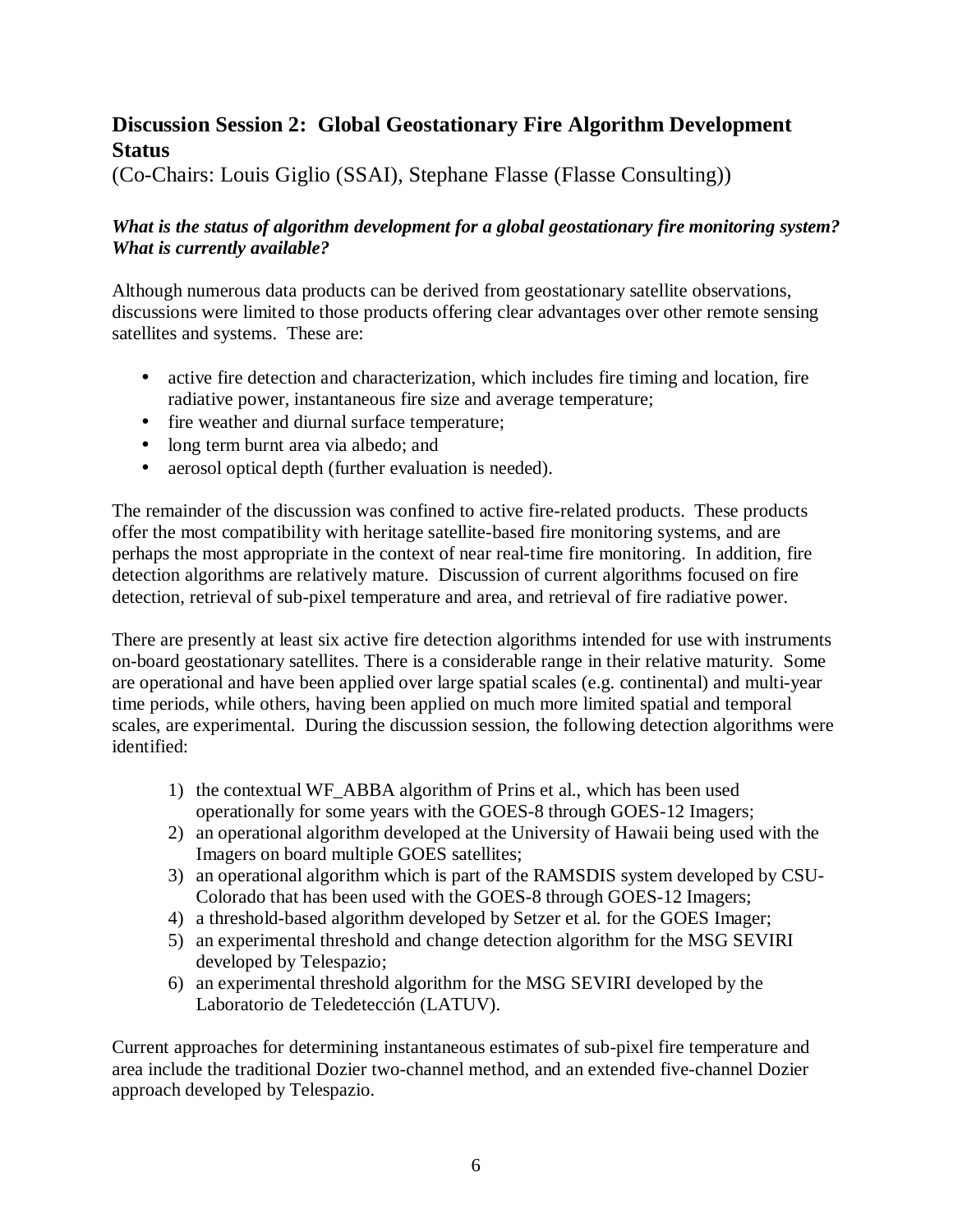## Discussion Session 2: Global Geostationary Fire Algorithm Development Status

(Co-Chairs: Louis Giglio (SSAI), Stephane Flasse (Flasse Consulting))

***What is the status of algorithm development for a global geostationary fire monitoring system? What is currently available?***

Although numerous data products can be derived from geostationary satellite observations, discussions were limited to those products offering clear advantages over other remote sensing satellites and systems. These are:

- active fire detection and characterization, which includes fire timing and location, fire radiative power, instantaneous fire size and average temperature;
- fire weather and diurnal surface temperature;
- long term burnt area via albedo; and
- aerosol optical depth (further evaluation is needed).

The remainder of the discussion was confined to active fire-related products. These products offer the most compatibility with heritage satellite-based fire monitoring systems, and are perhaps the most appropriate in the context of near real-time fire monitoring. In addition, fire detection algorithms are relatively mature. Discussion of current algorithms focused on fire detection, retrieval of sub-pixel temperature and area, and retrieval of fire radiative power.

There are presently at least six active fire detection algorithms intended for use with instruments on-board geostationary satellites. There is a considerable range in their relative maturity. Some are operational and have been applied over large spatial scales (e.g. continental) and multi-year time periods, while others, having been applied on much more limited spatial and temporal scales, are experimental. During the discussion session, the following detection algorithms were identified:

1) the contextual WF_ABBA algorithm of Prins et al., which has been used operationally for some years with the GOES-8 through GOES-12 Imagers;
2) an operational algorithm developed at the University of Hawaii being used with the Imagers on board multiple GOES satellites;
3) an operational algorithm which is part of the RAMSDIS system developed by CSU-Colorado that has been used with the GOES-8 through GOES-12 Imagers;
4) a threshold-based algorithm developed by Setzer et al. for the GOES Imager;
5) an experimental threshold and change detection algorithm for the MSG SEVIRI developed by Telespazio;
6) an experimental threshold algorithm for the MSG SEVIRI developed by the Laboratorio de Teledetección (LATUV).

Current approaches for determining instantaneous estimates of sub-pixel fire temperature and area include the traditional Dozier two-channel method, and an extended five-channel Dozier approach developed by Telespazio.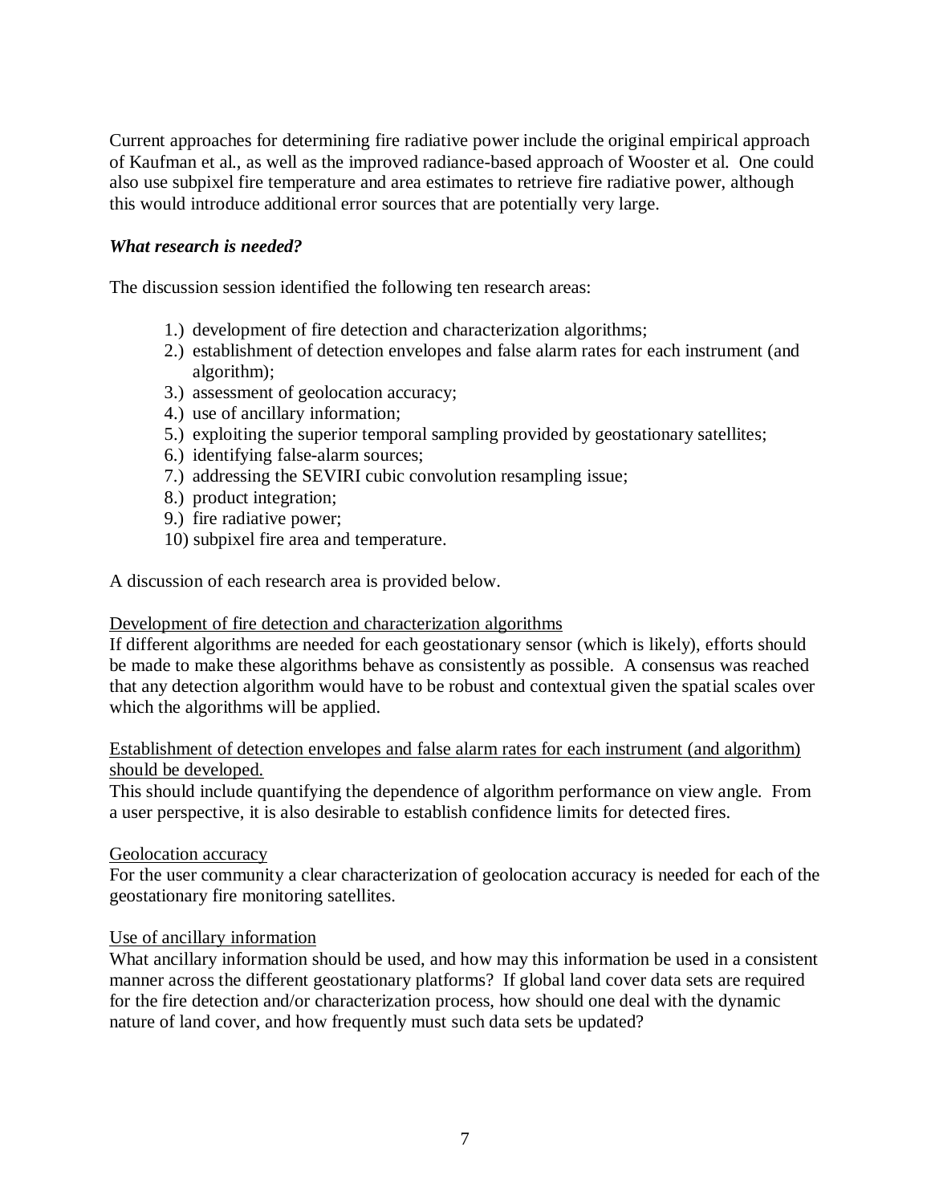Current approaches for determining fire radiative power include the original empirical approach of Kaufman et al., as well as the improved radiance-based approach of Wooster et al. One could also use subpixel fire temperature and area estimates to retrieve fire radiative power, although this would introduce additional error sources that are potentially very large.

***What research is needed?***

The discussion session identified the following ten research areas:

1.) development of fire detection and characterization algorithms;
2.) establishment of detection envelopes and false alarm rates for each instrument (and algorithm);
3.) assessment of geolocation accuracy;
4.) use of ancillary information;
5.) exploiting the superior temporal sampling provided by geostationary satellites;
6.) identifying false-alarm sources;
7.) addressing the SEVIRI cubic convolution resampling issue;
8.) product integration;
9.) fire radiative power;
10) subpixel fire area and temperature.

A discussion of each research area is provided below.

<u>Development of fire detection and characterization algorithms</u>
If different algorithms are needed for each geostationary sensor (which is likely), efforts should be made to make these algorithms behave as consistently as possible. A consensus was reached that any detection algorithm would have to be robust and contextual given the spatial scales over which the algorithms will be applied.

<u>Establishment of detection envelopes and false alarm rates for each instrument (and algorithm) should be developed.</u>
This should include quantifying the dependence of algorithm performance on view angle. From a user perspective, it is also desirable to establish confidence limits for detected fires.

<u>Geolocation accuracy</u>
For the user community a clear characterization of geolocation accuracy is needed for each of the geostationary fire monitoring satellites.

<u>Use of ancillary information</u>
What ancillary information should be used, and how may this information be used in a consistent manner across the different geostationary platforms? If global land cover data sets are required for the fire detection and/or characterization process, how should one deal with the dynamic nature of land cover, and how frequently must such data sets be updated?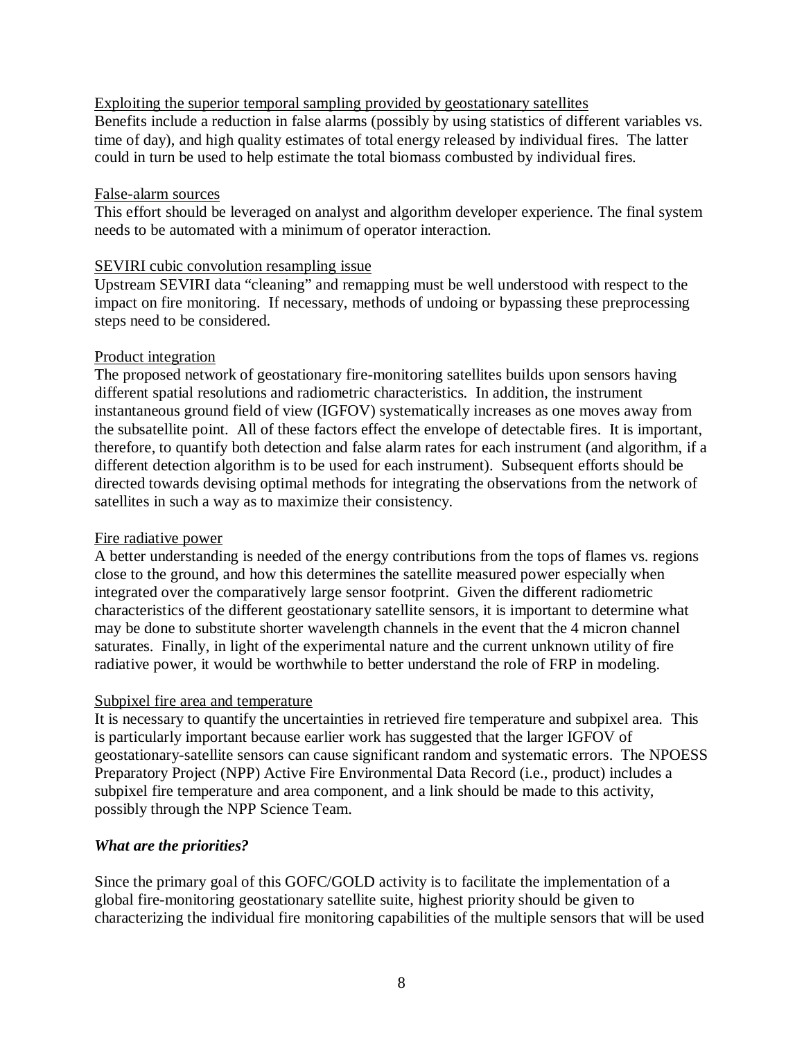Exploiting the superior temporal sampling provided by geostationary satellites

Benefits include a reduction in false alarms (possibly by using statistics of different variables vs. time of day), and high quality estimates of total energy released by individual fires. The latter could in turn be used to help estimate the total biomass combusted by individual fires.

False-alarm sources

This effort should be leveraged on analyst and algorithm developer experience. The final system needs to be automated with a minimum of operator interaction.

SEVIRI cubic convolution resampling issue

Upstream SEVIRI data "cleaning" and remapping must be well understood with respect to the impact on fire monitoring. If necessary, methods of undoing or bypassing these preprocessing steps need to be considered.

Product integration

The proposed network of geostationary fire-monitoring satellites builds upon sensors having different spatial resolutions and radiometric characteristics. In addition, the instrument instantaneous ground field of view (IGFOV) systematically increases as one moves away from the subsatellite point. All of these factors effect the envelope of detectable fires. It is important, therefore, to quantify both detection and false alarm rates for each instrument (and algorithm, if a different detection algorithm is to be used for each instrument). Subsequent efforts should be directed towards devising optimal methods for integrating the observations from the network of satellites in such a way as to maximize their consistency.

Fire radiative power

A better understanding is needed of the energy contributions from the tops of flames vs. regions close to the ground, and how this determines the satellite measured power especially when integrated over the comparatively large sensor footprint. Given the different radiometric characteristics of the different geostationary satellite sensors, it is important to determine what may be done to substitute shorter wavelength channels in the event that the 4 micron channel saturates. Finally, in light of the experimental nature and the current unknown utility of fire radiative power, it would be worthwhile to better understand the role of FRP in modeling.

Subpixel fire area and temperature

It is necessary to quantify the uncertainties in retrieved fire temperature and subpixel area. This is particularly important because earlier work has suggested that the larger IGFOV of geostationary-satellite sensors can cause significant random and systematic errors. The NPOESS Preparatory Project (NPP) Active Fire Environmental Data Record (i.e., product) includes a subpixel fire temperature and area component, and a link should be made to this activity, possibly through the NPP Science Team.

***What are the priorities?***

Since the primary goal of this GOFC/GOLD activity is to facilitate the implementation of a global fire-monitoring geostationary satellite suite, highest priority should be given to characterizing the individual fire monitoring capabilities of the multiple sensors that will be used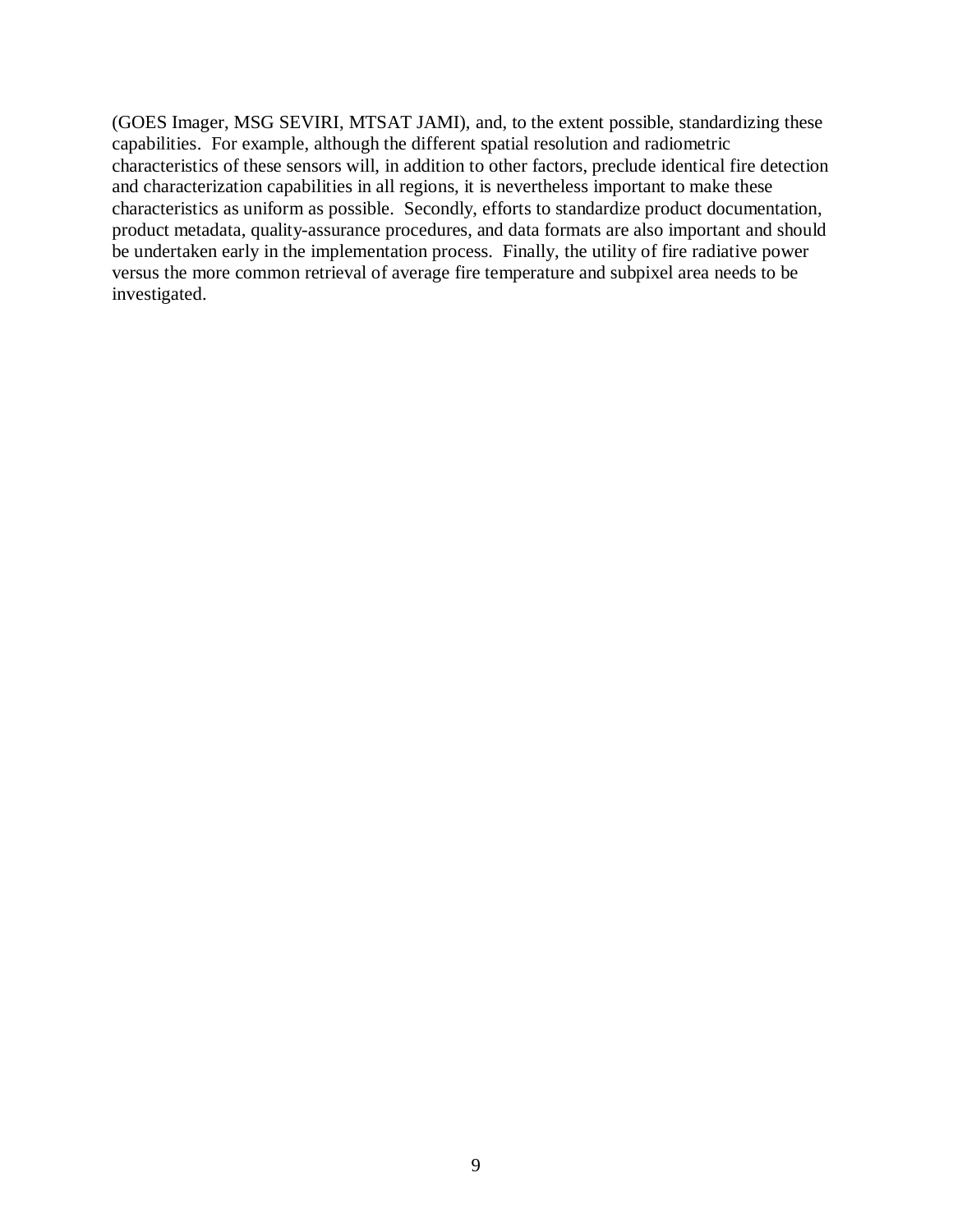(GOES Imager, MSG SEVIRI, MTSAT JAMI), and, to the extent possible, standardizing these capabilities. For example, although the different spatial resolution and radiometric characteristics of these sensors will, in addition to other factors, preclude identical fire detection and characterization capabilities in all regions, it is nevertheless important to make these characteristics as uniform as possible. Secondly, efforts to standardize product documentation, product metadata, quality-assurance procedures, and data formats are also important and should be undertaken early in the implementation process. Finally, the utility of fire radiative power versus the more common retrieval of average fire temperature and subpixel area needs to be investigated.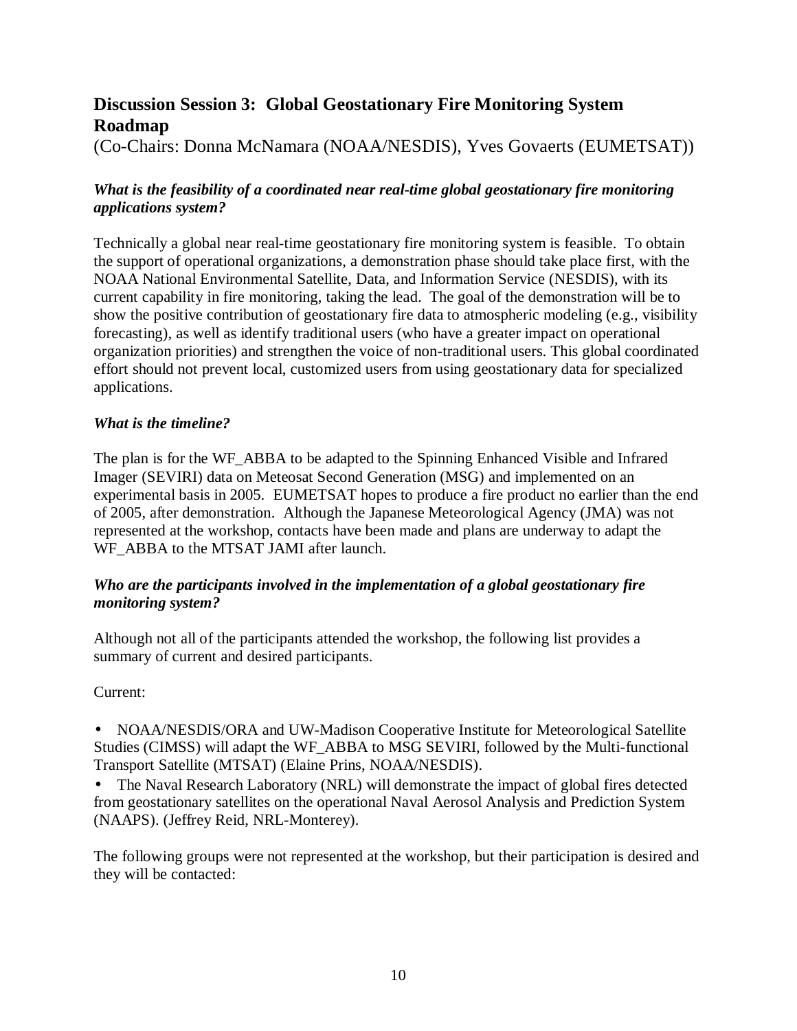## Discussion Session 3: Global Geostationary Fire Monitoring System Roadmap

(Co-Chairs: Donna McNamara (NOAA/NESDIS), Yves Govaerts (EUMETSAT))

***What is the feasibility of a coordinated near real-time global geostationary fire monitoring applications system?***

Technically a global near real-time geostationary fire monitoring system is feasible. To obtain the support of operational organizations, a demonstration phase should take place first, with the NOAA National Environmental Satellite, Data, and Information Service (NESDIS), with its current capability in fire monitoring, taking the lead. The goal of the demonstration will be to show the positive contribution of geostationary fire data to atmospheric modeling (e.g., visibility forecasting), as well as identify traditional users (who have a greater impact on operational organization priorities) and strengthen the voice of non-traditional users. This global coordinated effort should not prevent local, customized users from using geostationary data for specialized applications.

***What is the timeline?***

The plan is for the WF_ABBA to be adapted to the Spinning Enhanced Visible and Infrared Imager (SEVIRI) data on Meteosat Second Generation (MSG) and implemented on an experimental basis in 2005. EUMETSAT hopes to produce a fire product no earlier than the end of 2005, after demonstration. Although the Japanese Meteorological Agency (JMA) was not represented at the workshop, contacts have been made and plans are underway to adapt the WF_ABBA to the MTSAT JAMI after launch.

***Who are the participants involved in the implementation of a global geostationary fire monitoring system?***

Although not all of the participants attended the workshop, the following list provides a summary of current and desired participants.

Current:

- NOAA/NESDIS/ORA and UW-Madison Cooperative Institute for Meteorological Satellite Studies (CIMSS) will adapt the WF_ABBA to MSG SEVIRI, followed by the Multi-functional Transport Satellite (MTSAT) (Elaine Prins, NOAA/NESDIS).
- The Naval Research Laboratory (NRL) will demonstrate the impact of global fires detected from geostationary satellites on the operational Naval Aerosol Analysis and Prediction System (NAAPS). (Jeffrey Reid, NRL-Monterey).

The following groups were not represented at the workshop, but their participation is desired and they will be contacted: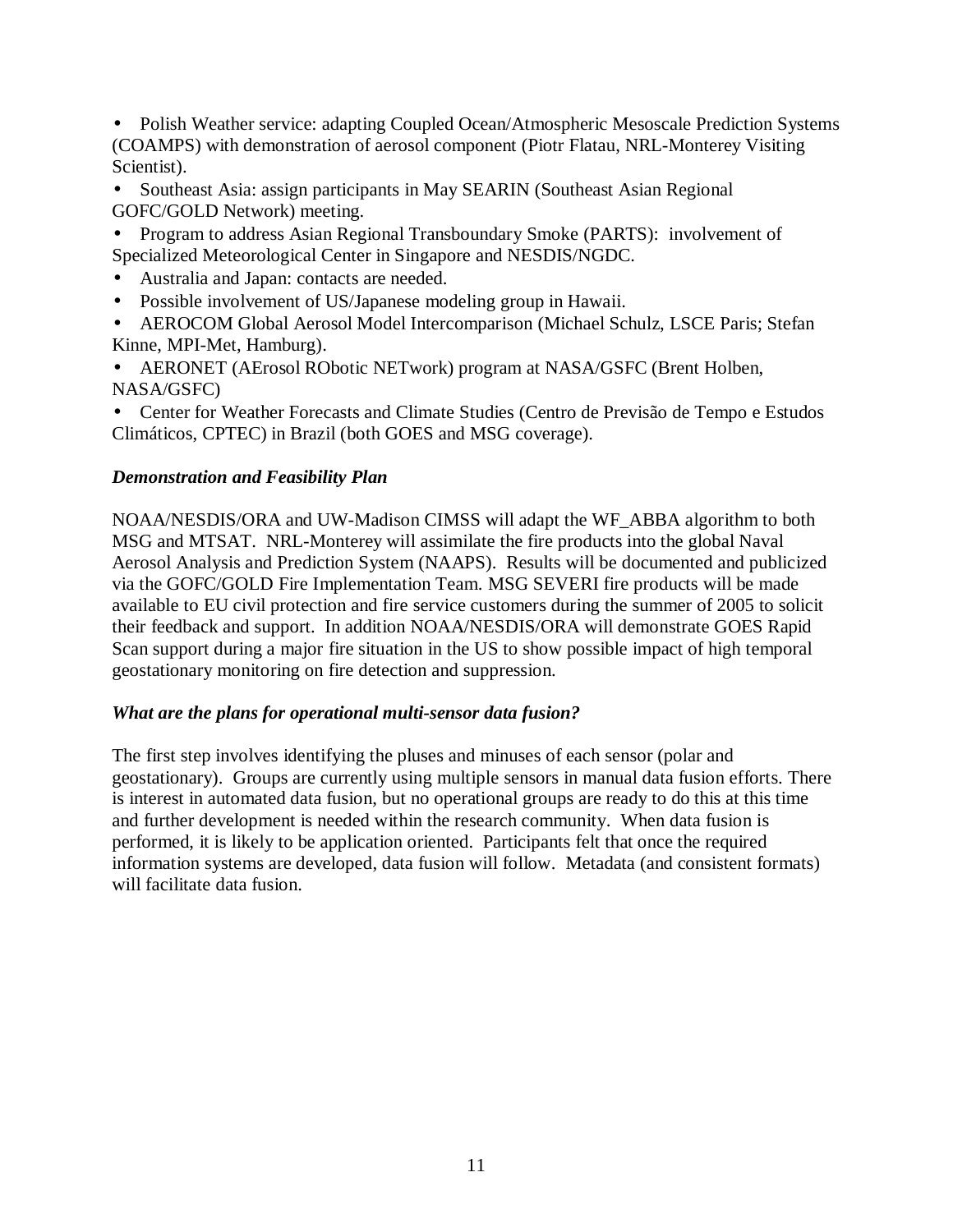- Polish Weather service: adapting Coupled Ocean/Atmospheric Mesoscale Prediction Systems (COAMPS) with demonstration of aerosol component (Piotr Flatau, NRL-Monterey Visiting Scientist).
- Southeast Asia: assign participants in May SEARIN (Southeast Asian Regional GOFC/GOLD Network) meeting.
- Program to address Asian Regional Transboundary Smoke (PARTS): involvement of Specialized Meteorological Center in Singapore and NESDIS/NGDC.
- Australia and Japan: contacts are needed.
- Possible involvement of US/Japanese modeling group in Hawaii.
- AEROCOM Global Aerosol Model Intercomparison (Michael Schulz, LSCE Paris; Stefan Kinne, MPI-Met, Hamburg).
- AERONET (AErosol RObotic NETwork) program at NASA/GSFC (Brent Holben, NASA/GSFC)
- Center for Weather Forecasts and Climate Studies (Centro de Previsão de Tempo e Estudos Climáticos, CPTEC) in Brazil (both GOES and MSG coverage).

***Demonstration and Feasibility Plan***

NOAA/NESDIS/ORA and UW-Madison CIMSS will adapt the WF_ABBA algorithm to both MSG and MTSAT. NRL-Monterey will assimilate the fire products into the global Naval Aerosol Analysis and Prediction System (NAAPS). Results will be documented and publicized via the GOFC/GOLD Fire Implementation Team. MSG SEVERI fire products will be made available to EU civil protection and fire service customers during the summer of 2005 to solicit their feedback and support. In addition NOAA/NESDIS/ORA will demonstrate GOES Rapid Scan support during a major fire situation in the US to show possible impact of high temporal geostationary monitoring on fire detection and suppression.

***What are the plans for operational multi-sensor data fusion?***

The first step involves identifying the pluses and minuses of each sensor (polar and geostationary). Groups are currently using multiple sensors in manual data fusion efforts. There is interest in automated data fusion, but no operational groups are ready to do this at this time and further development is needed within the research community. When data fusion is performed, it is likely to be application oriented. Participants felt that once the required information systems are developed, data fusion will follow. Metadata (and consistent formats) will facilitate data fusion.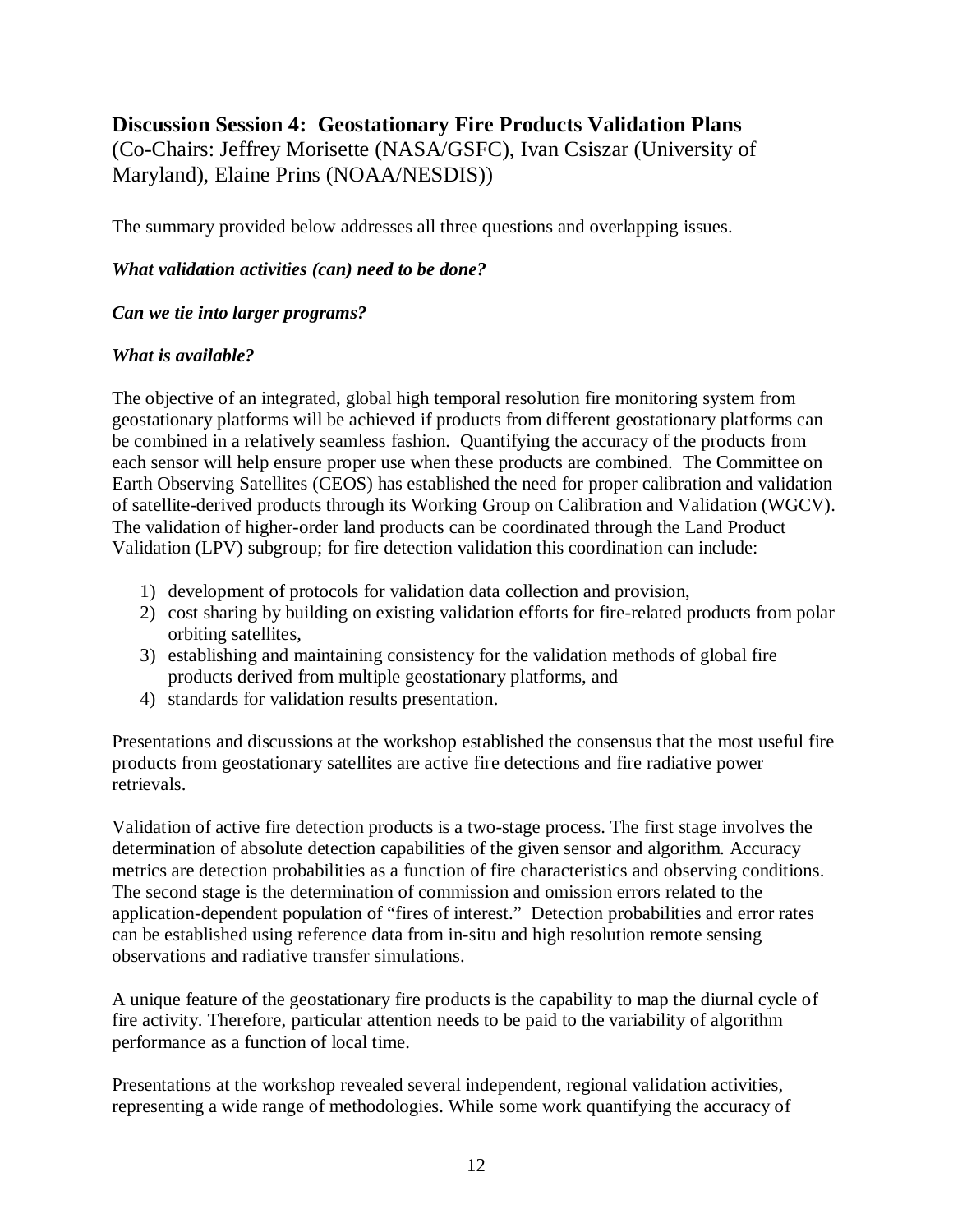## Discussion Session 4: Geostationary Fire Products Validation Plans

(Co-Chairs: Jeffrey Morisette (NASA/GSFC), Ivan Csiszar (University of Maryland), Elaine Prins (NOAA/NESDIS))

The summary provided below addresses all three questions and overlapping issues.

***What validation activities (can) need to be done?***

***Can we tie into larger programs?***

***What is available?***

The objective of an integrated, global high temporal resolution fire monitoring system from geostationary platforms will be achieved if products from different geostationary platforms can be combined in a relatively seamless fashion. Quantifying the accuracy of the products from each sensor will help ensure proper use when these products are combined. The Committee on Earth Observing Satellites (CEOS) has established the need for proper calibration and validation of satellite-derived products through its Working Group on Calibration and Validation (WGCV). The validation of higher-order land products can be coordinated through the Land Product Validation (LPV) subgroup; for fire detection validation this coordination can include:

1) development of protocols for validation data collection and provision,
2) cost sharing by building on existing validation efforts for fire-related products from polar orbiting satellites,
3) establishing and maintaining consistency for the validation methods of global fire products derived from multiple geostationary platforms, and
4) standards for validation results presentation.

Presentations and discussions at the workshop established the consensus that the most useful fire products from geostationary satellites are active fire detections and fire radiative power retrievals.

Validation of active fire detection products is a two-stage process. The first stage involves the determination of absolute detection capabilities of the given sensor and algorithm. Accuracy metrics are detection probabilities as a function of fire characteristics and observing conditions. The second stage is the determination of commission and omission errors related to the application-dependent population of "fires of interest." Detection probabilities and error rates can be established using reference data from in-situ and high resolution remote sensing observations and radiative transfer simulations.

A unique feature of the geostationary fire products is the capability to map the diurnal cycle of fire activity. Therefore, particular attention needs to be paid to the variability of algorithm performance as a function of local time.

Presentations at the workshop revealed several independent, regional validation activities, representing a wide range of methodologies. While some work quantifying the accuracy of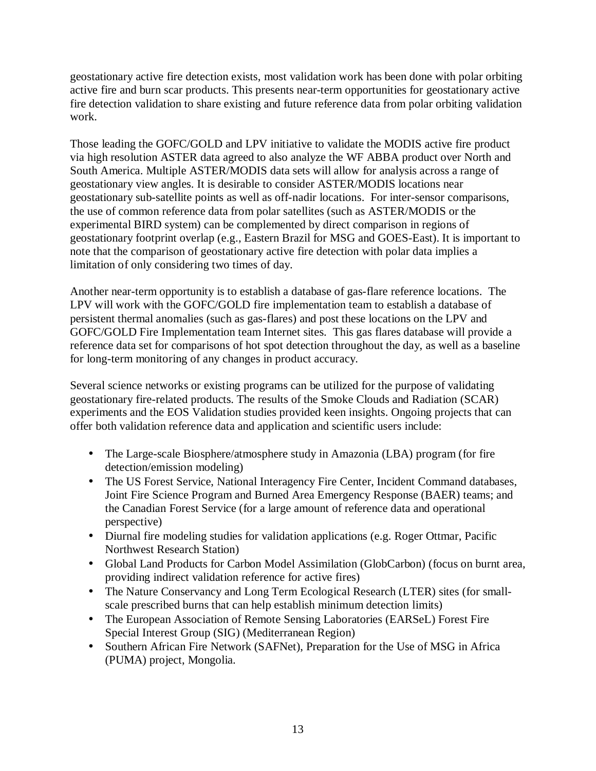geostationary active fire detection exists, most validation work has been done with polar orbiting active fire and burn scar products. This presents near-term opportunities for geostationary active fire detection validation to share existing and future reference data from polar orbiting validation work.

Those leading the GOFC/GOLD and LPV initiative to validate the MODIS active fire product via high resolution ASTER data agreed to also analyze the WF ABBA product over North and South America. Multiple ASTER/MODIS data sets will allow for analysis across a range of geostationary view angles. It is desirable to consider ASTER/MODIS locations near geostationary sub-satellite points as well as off-nadir locations. For inter-sensor comparisons, the use of common reference data from polar satellites (such as ASTER/MODIS or the experimental BIRD system) can be complemented by direct comparison in regions of geostationary footprint overlap (e.g., Eastern Brazil for MSG and GOES-East). It is important to note that the comparison of geostationary active fire detection with polar data implies a limitation of only considering two times of day.

Another near-term opportunity is to establish a database of gas-flare reference locations. The LPV will work with the GOFC/GOLD fire implementation team to establish a database of persistent thermal anomalies (such as gas-flares) and post these locations on the LPV and GOFC/GOLD Fire Implementation team Internet sites. This gas flares database will provide a reference data set for comparisons of hot spot detection throughout the day, as well as a baseline for long-term monitoring of any changes in product accuracy.

Several science networks or existing programs can be utilized for the purpose of validating geostationary fire-related products. The results of the Smoke Clouds and Radiation (SCAR) experiments and the EOS Validation studies provided keen insights. Ongoing projects that can offer both validation reference data and application and scientific users include:

- The Large-scale Biosphere/atmosphere study in Amazonia (LBA) program (for fire detection/emission modeling)
- The US Forest Service, National Interagency Fire Center, Incident Command databases, Joint Fire Science Program and Burned Area Emergency Response (BAER) teams; and the Canadian Forest Service (for a large amount of reference data and operational perspective)
- Diurnal fire modeling studies for validation applications (e.g. Roger Ottmar, Pacific Northwest Research Station)
- Global Land Products for Carbon Model Assimilation (GlobCarbon) (focus on burnt area, providing indirect validation reference for active fires)
- The Nature Conservancy and Long Term Ecological Research (LTER) sites (for small-scale prescribed burns that can help establish minimum detection limits)
- The European Association of Remote Sensing Laboratories (EARSeL) Forest Fire Special Interest Group (SIG) (Mediterranean Region)
- Southern African Fire Network (SAFNet), Preparation for the Use of MSG in Africa (PUMA) project, Mongolia.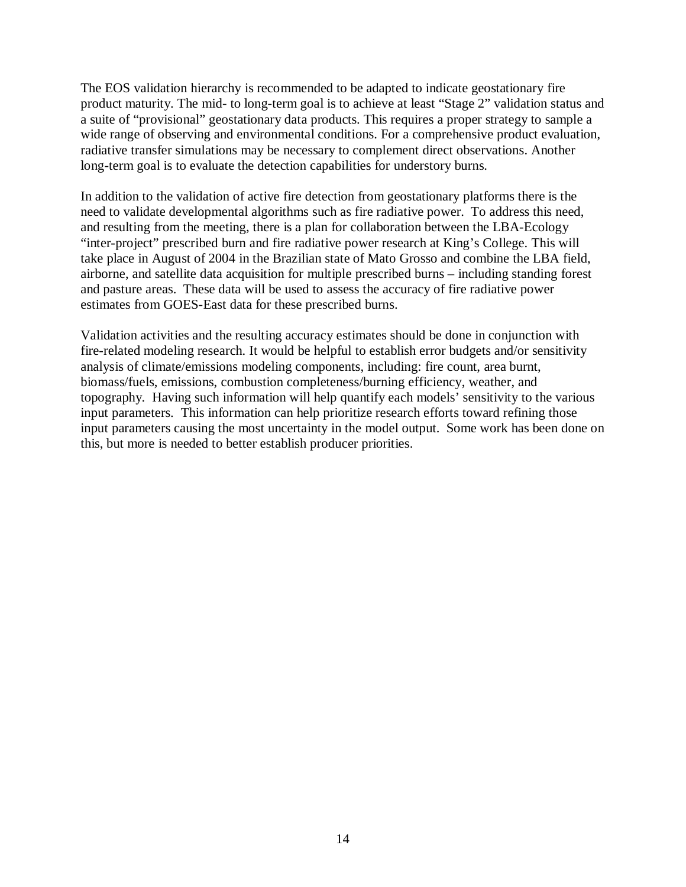The EOS validation hierarchy is recommended to be adapted to indicate geostationary fire product maturity. The mid- to long-term goal is to achieve at least "Stage 2" validation status and a suite of "provisional" geostationary data products. This requires a proper strategy to sample a wide range of observing and environmental conditions. For a comprehensive product evaluation, radiative transfer simulations may be necessary to complement direct observations. Another long-term goal is to evaluate the detection capabilities for understory burns.

In addition to the validation of active fire detection from geostationary platforms there is the need to validate developmental algorithms such as fire radiative power. To address this need, and resulting from the meeting, there is a plan for collaboration between the LBA-Ecology "inter-project" prescribed burn and fire radiative power research at King's College. This will take place in August of 2004 in the Brazilian state of Mato Grosso and combine the LBA field, airborne, and satellite data acquisition for multiple prescribed burns – including standing forest and pasture areas. These data will be used to assess the accuracy of fire radiative power estimates from GOES-East data for these prescribed burns.

Validation activities and the resulting accuracy estimates should be done in conjunction with fire-related modeling research. It would be helpful to establish error budgets and/or sensitivity analysis of climate/emissions modeling components, including: fire count, area burnt, biomass/fuels, emissions, combustion completeness/burning efficiency, weather, and topography. Having such information will help quantify each models' sensitivity to the various input parameters. This information can help prioritize research efforts toward refining those input parameters causing the most uncertainty in the model output. Some work has been done on this, but more is needed to better establish producer priorities.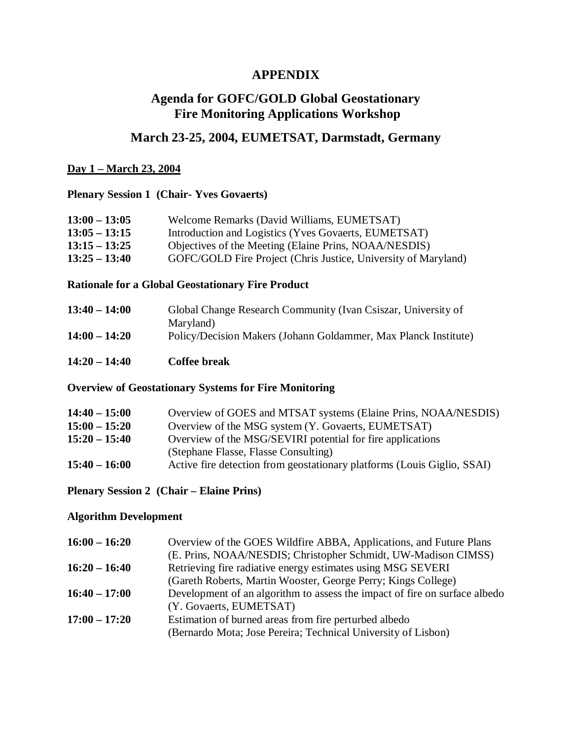# APPENDIX

## Agenda for GOFC/GOLD Global Geostationary Fire Monitoring Applications Workshop

## March 23-25, 2004, EUMETSAT, Darmstadt, Germany

**Day 1 – March 23, 2004**

**Plenary Session 1 (Chair- Yves Govaerts)**

| | |
|---|---|
| **13:00 – 13:05** | Welcome Remarks (David Williams, EUMETSAT) |
| **13:05 – 13:15** | Introduction and Logistics (Yves Govaerts, EUMETSAT) |
| **13:15 – 13:25** | Objectives of the Meeting (Elaine Prins, NOAA/NESDIS) |
| **13:25 – 13:40** | GOFC/GOLD Fire Project (Chris Justice, University of Maryland) |

**Rationale for a Global Geostationary Fire Product**

| | |
|---|---|
| **13:40 – 14:00** | Global Change Research Community (Ivan Csiszar, University of Maryland) |
| **14:00 – 14:20** | Policy/Decision Makers (Johann Goldammer, Max Planck Institute) |
| **14:20 – 14:40** | **Coffee break** |

**Overview of Geostationary Systems for Fire Monitoring**

| | |
|---|---|
| **14:40 – 15:00** | Overview of GOES and MTSAT systems (Elaine Prins, NOAA/NESDIS) |
| **15:00 – 15:20** | Overview of the MSG system (Y. Govaerts, EUMETSAT) |
| **15:20 – 15:40** | Overview of the MSG/SEVIRI potential for fire applications (Stephane Flasse, Flasse Consulting) |
| **15:40 – 16:00** | Active fire detection from geostationary platforms (Louis Giglio, SSAI) |

**Plenary Session 2 (Chair – Elaine Prins)**

**Algorithm Development**

| | |
|---|---|
| **16:00 – 16:20** | Overview of the GOES Wildfire ABBA, Applications, and Future Plans (E. Prins, NOAA/NESDIS; Christopher Schmidt, UW-Madison CIMSS) |
| **16:20 – 16:40** | Retrieving fire radiative energy estimates using MSG SEVERI (Gareth Roberts, Martin Wooster, George Perry; Kings College) |
| **16:40 – 17:00** | Development of an algorithm to assess the impact of fire on surface albedo (Y. Govaerts, EUMETSAT) |
| **17:00 – 17:20** | Estimation of burned areas from fire perturbed albedo (Bernardo Mota; Jose Pereira; Technical University of Lisbon) |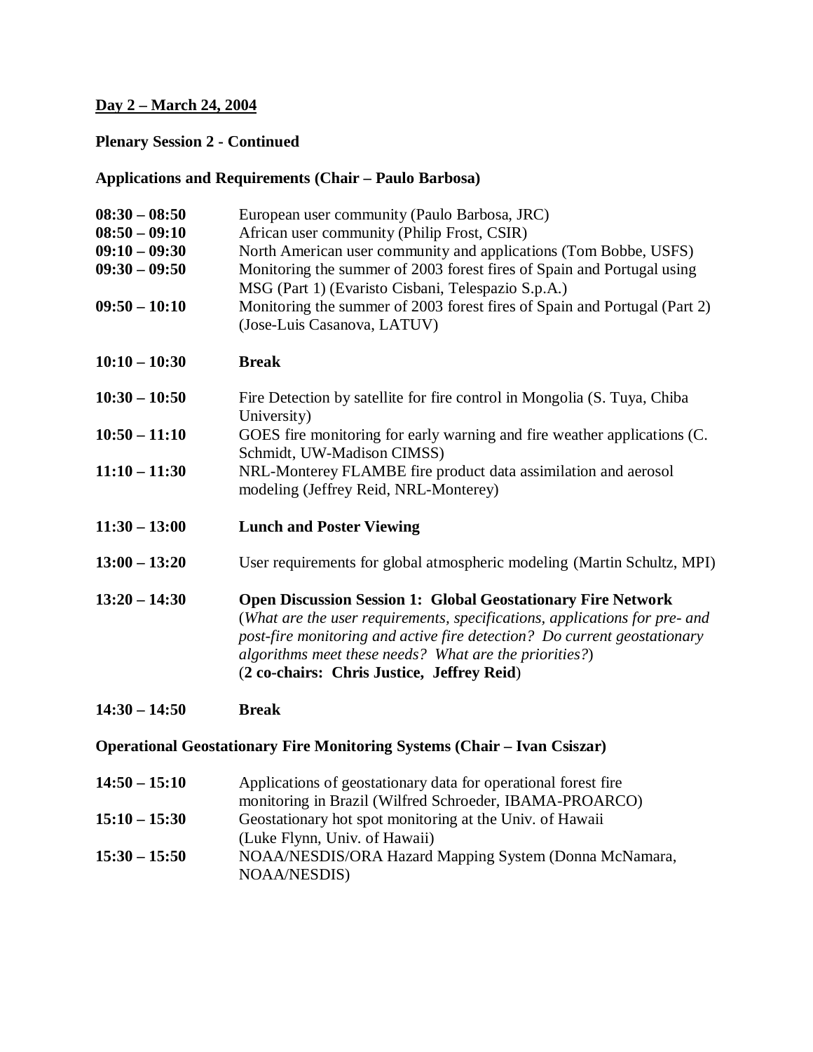**Day 2 – March 24, 2004**

**Plenary Session 2 - Continued**

**Applications and Requirements (Chair – Paulo Barbosa)**

| | |
|---|---|
| **08:30 – 08:50** | European user community (Paulo Barbosa, JRC) |
| **08:50 – 09:10** | African user community (Philip Frost, CSIR) |
| **09:10 – 09:30** | North American user community and applications (Tom Bobbe, USFS) |
| **09:30 – 09:50** | Monitoring the summer of 2003 forest fires of Spain and Portugal using MSG (Part 1) (Evaristo Cisbani, Telespazio S.p.A.) |
| **09:50 – 10:10** | Monitoring the summer of 2003 forest fires of Spain and Portugal (Part 2) (Jose-Luis Casanova, LATUV) |
| **10:10 – 10:30** | **Break** |
| **10:30 – 10:50** | Fire Detection by satellite for fire control in Mongolia (S. Tuya, Chiba University) |
| **10:50 – 11:10** | GOES fire monitoring for early warning and fire weather applications (C. Schmidt, UW-Madison CIMSS) |
| **11:10 – 11:30** | NRL-Monterey FLAMBE fire product data assimilation and aerosol modeling (Jeffrey Reid, NRL-Monterey) |
| **11:30 – 13:00** | **Lunch and Poster Viewing** |
| **13:00 – 13:20** | User requirements for global atmospheric modeling (Martin Schultz, MPI) |
| **13:20 – 14:30** | **Open Discussion Session 1: Global Geostationary Fire Network** (*What are the user requirements, specifications, applications for pre- and post-fire monitoring and active fire detection? Do current geostationary algorithms meet these needs? What are the priorities?*) (**2 co-chairs: Chris Justice, Jeffrey Reid**) |
| **14:30 – 14:50** | **Break** |

**Operational Geostationary Fire Monitoring Systems (Chair – Ivan Csiszar)**

| | |
|---|---|
| **14:50 – 15:10** | Applications of geostationary data for operational forest fire monitoring in Brazil (Wilfred Schroeder, IBAMA-PROARCO) |
| **15:10 – 15:30** | Geostationary hot spot monitoring at the Univ. of Hawaii (Luke Flynn, Univ. of Hawaii) |
| **15:30 – 15:50** | NOAA/NESDIS/ORA Hazard Mapping System (Donna McNamara, NOAA/NESDIS) |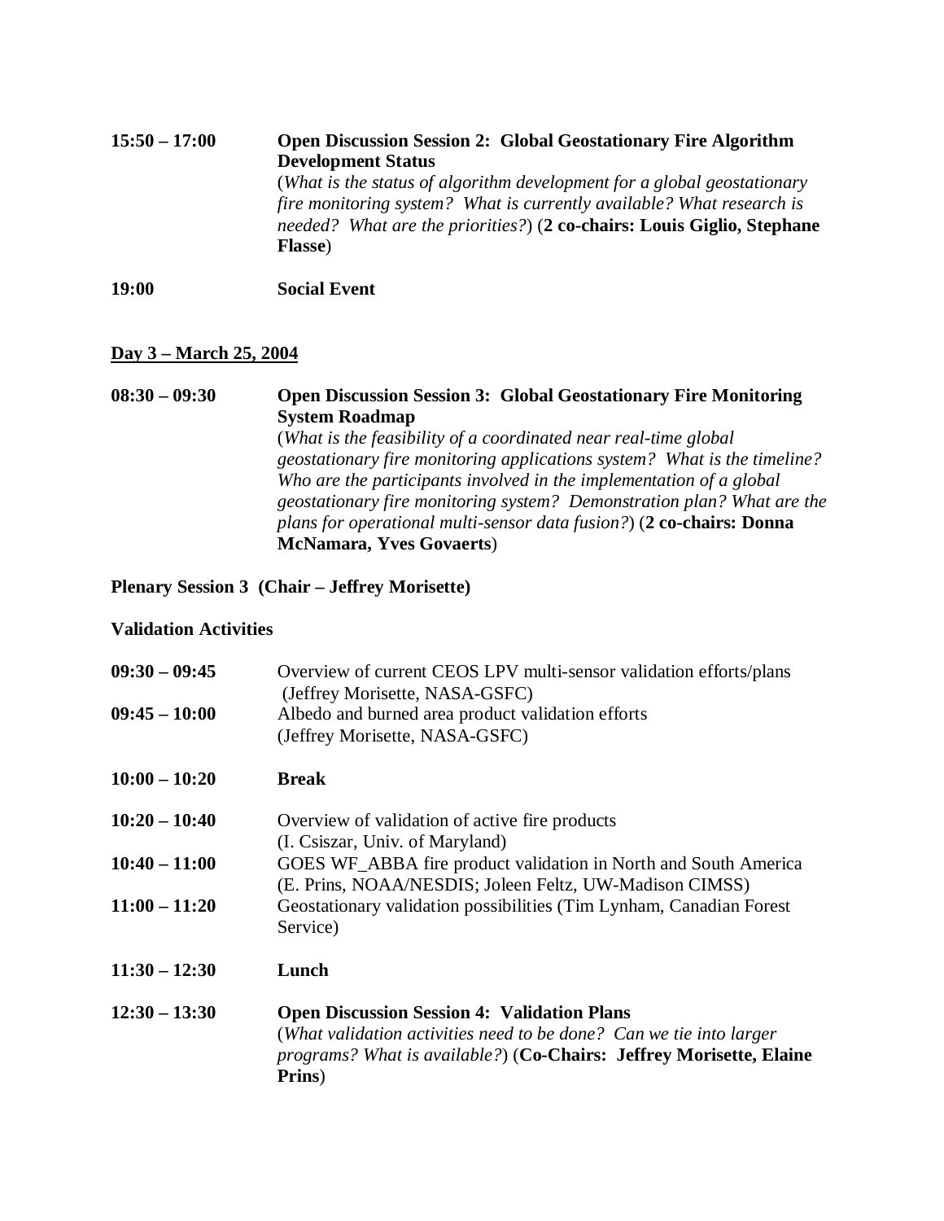**15:50 – 17:00** **Open Discussion Session 2: Global Geostationary Fire Algorithm Development Status**
(*What is the status of algorithm development for a global geostationary fire monitoring system? What is currently available? What research is needed? What are the priorities?*) (**2 co-chairs: Louis Giglio, Stephane Flasse**)

**19:00** **Social Event**

**Day 3 – March 25, 2004**

**08:30 – 09:30** **Open Discussion Session 3: Global Geostationary Fire Monitoring System Roadmap**
(*What is the feasibility of a coordinated near real-time global geostationary fire monitoring applications system? What is the timeline? Who are the participants involved in the implementation of a global geostationary fire monitoring system? Demonstration plan? What are the plans for operational multi-sensor data fusion?*) (**2 co-chairs: Donna McNamara, Yves Govaerts**)

**Plenary Session 3 (Chair – Jeffrey Morisette)**

**Validation Activities**

**09:30 – 09:45** Overview of current CEOS LPV multi-sensor validation efforts/plans (Jeffrey Morisette, NASA-GSFC)

**09:45 – 10:00** Albedo and burned area product validation efforts (Jeffrey Morisette, NASA-GSFC)

**10:00 – 10:20** **Break**

**10:20 – 10:40** Overview of validation of active fire products (I. Csiszar, Univ. of Maryland)

**10:40 – 11:00** GOES WF_ABBA fire product validation in North and South America (E. Prins, NOAA/NESDIS; Joleen Feltz, UW-Madison CIMSS)

**11:00 – 11:20** Geostationary validation possibilities (Tim Lynham, Canadian Forest Service)

**11:30 – 12:30** **Lunch**

**12:30 – 13:30** **Open Discussion Session 4: Validation Plans**
(*What validation activities need to be done? Can we tie into larger programs? What is available?*) (**Co-Chairs: Jeffrey Morisette, Elaine Prins**)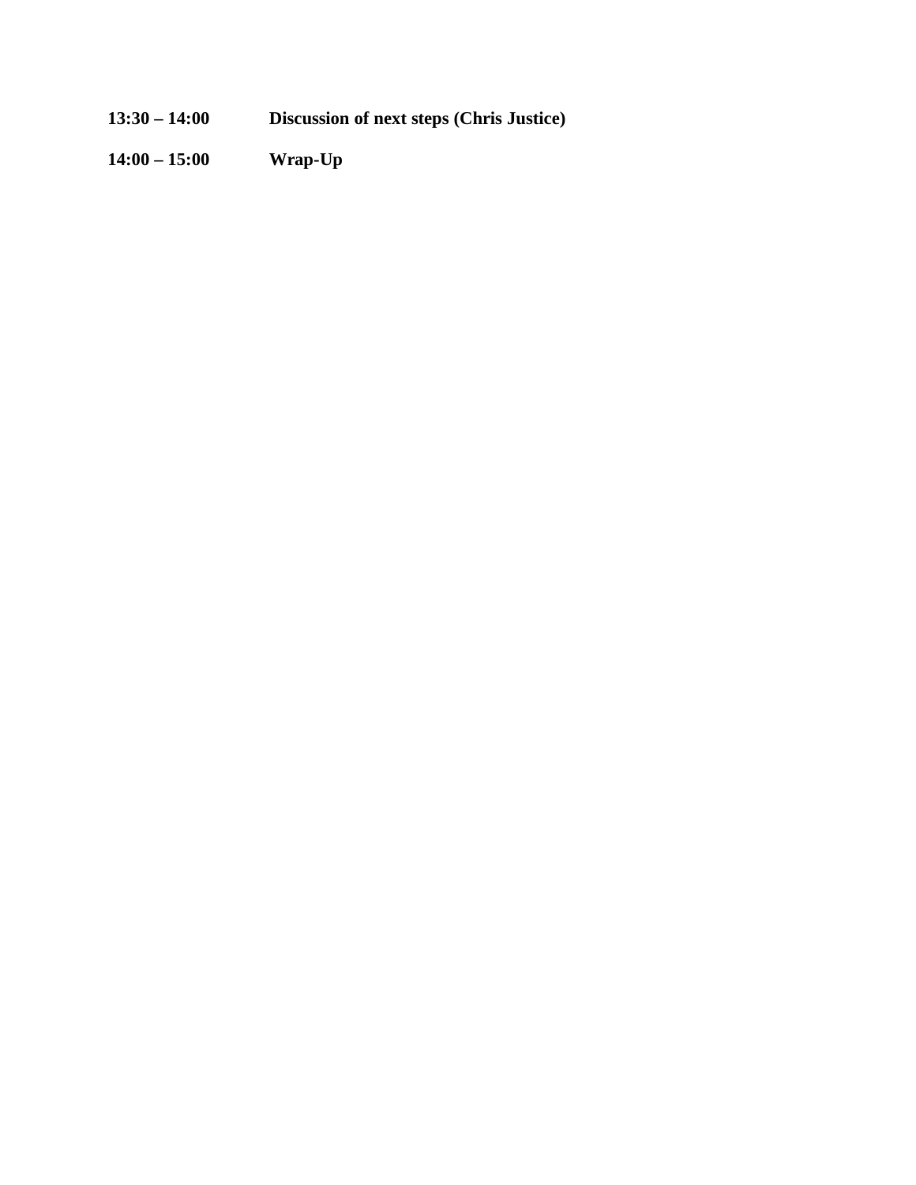**13:30 – 14:00** **Discussion of next steps (Chris Justice)**

**14:00 – 15:00** **Wrap-Up**